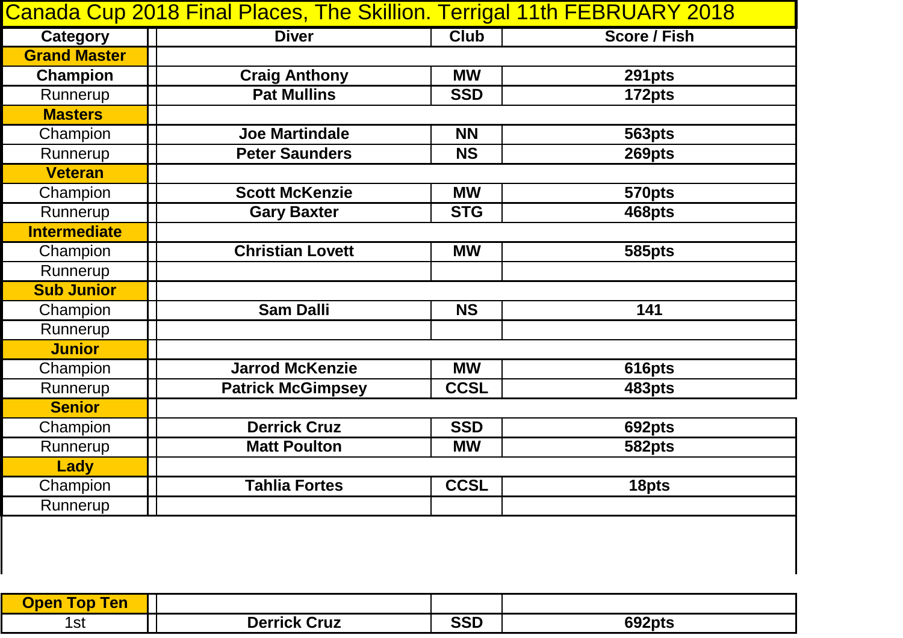# Canada Cup 2018 Final Places, The Skillion. Terrigal 11th FEBRUARY 2018

| Category | Diver | Club | Score / Fish |
|---|---|---|---|
| **Grand Master** | | | |
| **Champion** | **Craig Anthony** | **MW** | **291pts** |
| Runnerup | **Pat Mullins** | **SSD** | **172pts** |
| **Masters** | | | |
| Champion | **Joe Martindale** | **NN** | **563pts** |
| Runnerup | **Peter Saunders** | **NS** | **269pts** |
| **Veteran** | | | |
| Champion | **Scott McKenzie** | **MW** | **570pts** |
| Runnerup | **Gary Baxter** | **STG** | **468pts** |
| **Intermediate** | | | |
| Champion | **Christian Lovett** | **MW** | **585pts** |
| Runnerup | | | |
| **Sub Junior** | | | |
| Champion | **Sam Dalli** | **NS** | **141** |
| Runnerup | | | |
| **Junior** | | | |
| Champion | **Jarrod McKenzie** | **MW** | **616pts** |
| Runnerup | **Patrick McGimpsey** | **CCSL** | **483pts** |
| **Senior** | | | |
| Champion | **Derrick Cruz** | **SSD** | **692pts** |
| Runnerup | **Matt Poulton** | **MW** | **582pts** |
| **Lady** | | | |
| Champion | **Tahlia Fortes** | **CCSL** | **18pts** |
| Runnerup | | | |

| **Open Top Ten** | | | |
|---|---|---|---|
| 1st | **Derrick Cruz** | **SSD** | **692pts** |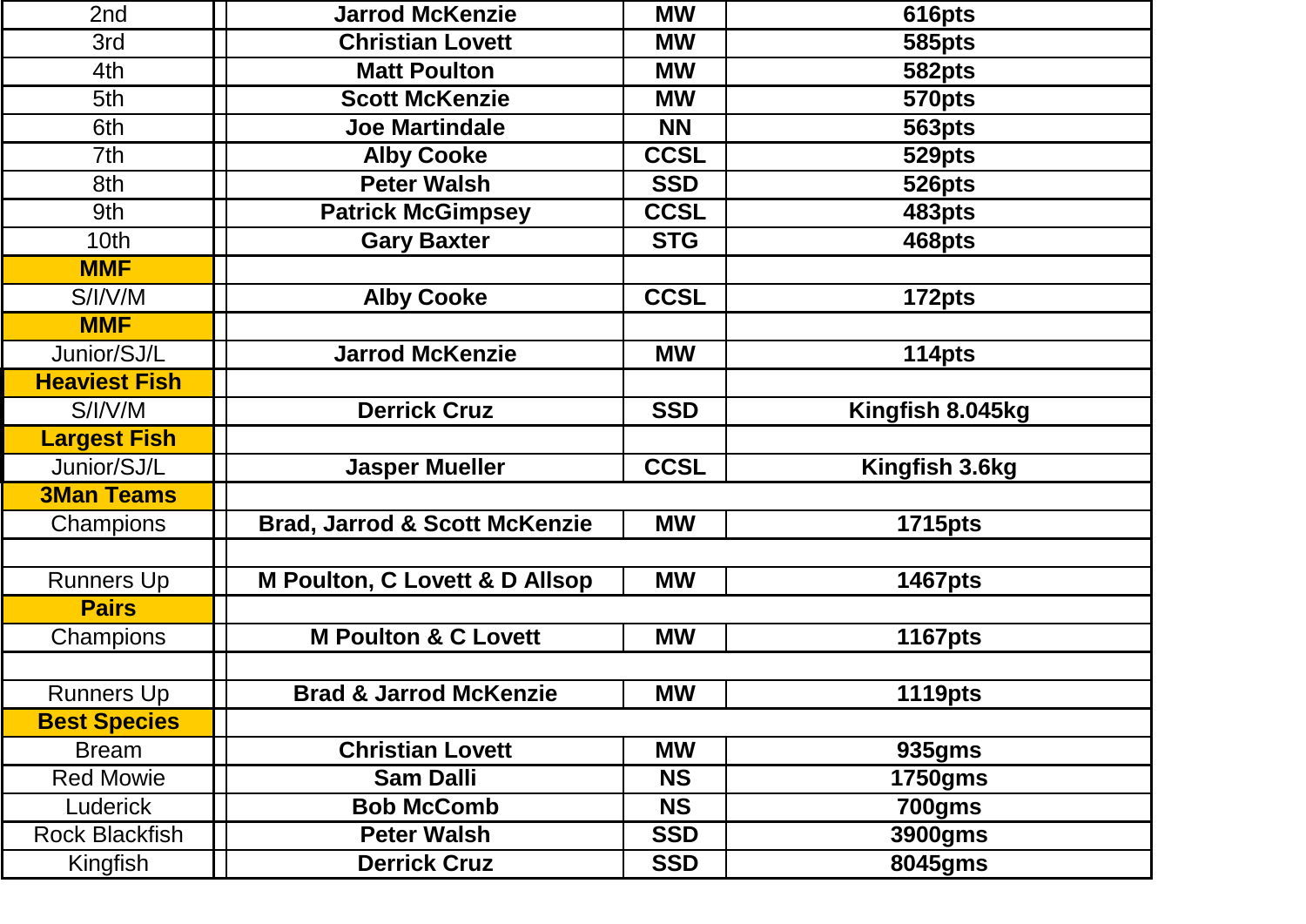| | | | |
|---|---|---|---|
| 2nd | **Jarrod McKenzie** | **MW** | **616pts** |
| 3rd | **Christian Lovett** | **MW** | **585pts** |
| 4th | **Matt Poulton** | **MW** | **582pts** |
| 5th | **Scott McKenzie** | **MW** | **570pts** |
| 6th | **Joe Martindale** | **NN** | **563pts** |
| 7th | **Alby Cooke** | **CCSL** | **529pts** |
| 8th | **Peter Walsh** | **SSD** | **526pts** |
| 9th | **Patrick McGimpsey** | **CCSL** | **483pts** |
| 10th | **Gary Baxter** | **STG** | **468pts** |
| **MMF** | | | |
| S/I/V/M | **Alby Cooke** | **CCSL** | **172pts** |
| **MMF** | | | |
| Junior/SJ/L | **Jarrod McKenzie** | **MW** | **114pts** |
| **Heaviest Fish** | | | |
| S/I/V/M | **Derrick Cruz** | **SSD** | **Kingfish 8.045kg** |
| **Largest Fish** | | | |
| Junior/SJ/L | **Jasper Mueller** | **CCSL** | **Kingfish 3.6kg** |
| **3Man Teams** | | | |
| Champions | **Brad, Jarrod & Scott McKenzie** | **MW** | **1715pts** |
| | | | |
| Runners Up | **M Poulton, C Lovett & D Allsop** | **MW** | **1467pts** |
| **Pairs** | | | |
| Champions | **M Poulton & C Lovett** | **MW** | **1167pts** |
| | | | |
| Runners Up | **Brad & Jarrod McKenzie** | **MW** | **1119pts** |
| **Best Species** | | | |
| Bream | **Christian Lovett** | **MW** | **935gms** |
| Red Mowie | **Sam Dalli** | **NS** | **1750gms** |
| Luderick | **Bob McComb** | **NS** | **700gms** |
| Rock Blackfish | **Peter Walsh** | **SSD** | **3900gms** |
| Kingfish | **Derrick Cruz** | **SSD** | **8045gms** |